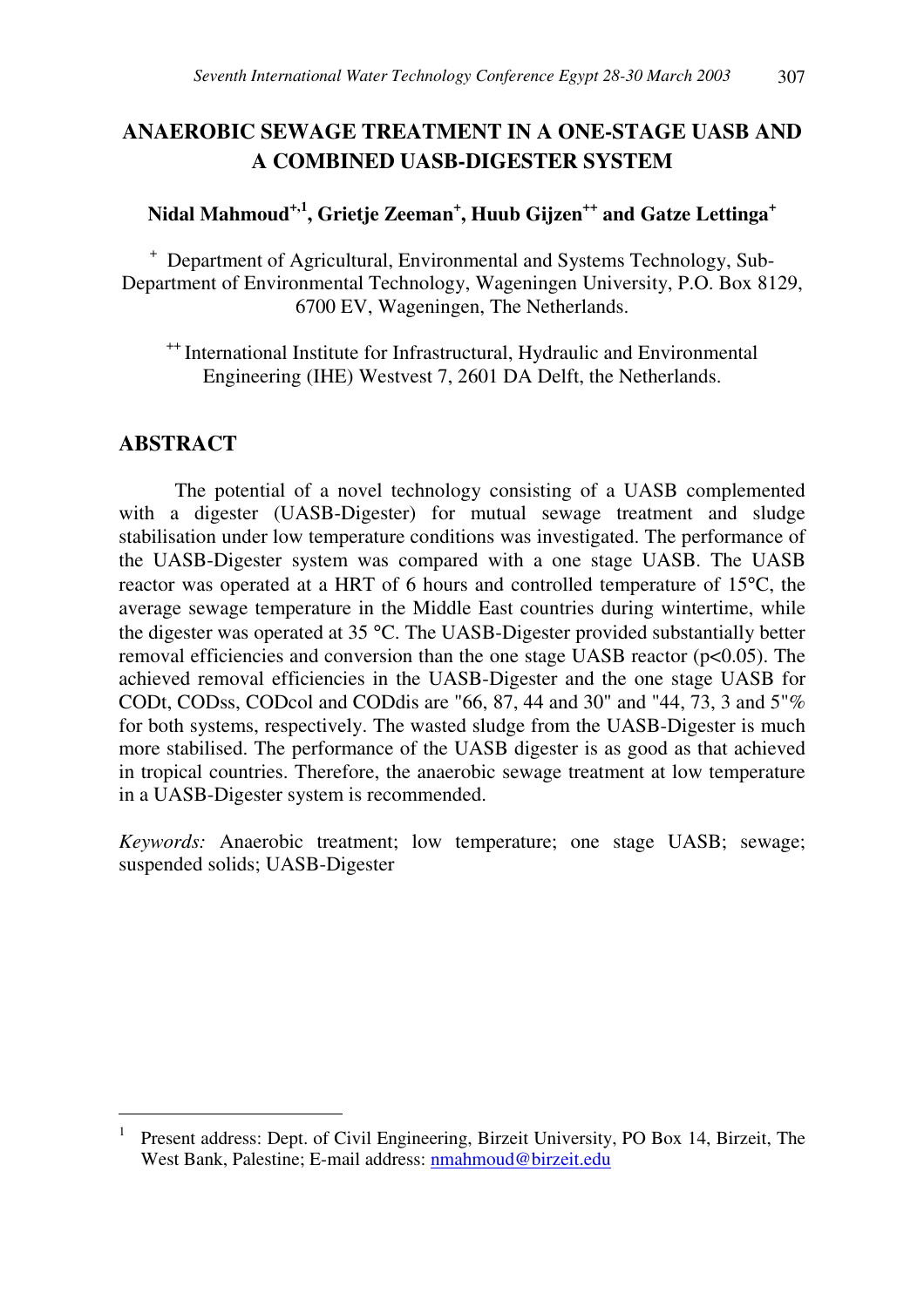# ANAEROBIC SEWAGE TREATMENT IN A ONE-STAGE UASB AND A COMBINED UASB-DIGESTER SYSTEM

**Nidal Mahmoud[+,1], Grietje Zeeman[+], Huub Gijzen[++] and Gatze Lettinga[+]**

[+] Department of Agricultural, Environmental and Systems Technology, Sub-Department of Environmental Technology, Wageningen University, P.O. Box 8129, 6700 EV, Wageningen, The Netherlands.

[++] International Institute for Infrastructural, Hydraulic and Environmental Engineering (IHE) Westvest 7, 2601 DA Delft, the Netherlands.

## ABSTRACT

The potential of a novel technology consisting of a UASB complemented with a digester (UASB-Digester) for mutual sewage treatment and sludge stabilisation under low temperature conditions was investigated. The performance of the UASB-Digester system was compared with a one stage UASB. The UASB reactor was operated at a HRT of 6 hours and controlled temperature of 15°C, the average sewage temperature in the Middle East countries during wintertime, while the digester was operated at 35 °C. The UASB-Digester provided substantially better removal efficiencies and conversion than the one stage UASB reactor ($p<0.05$). The achieved removal efficiencies in the UASB-Digester and the one stage UASB for CODt, CODss, CODcol and CODdis are "66, 87, 44 and 30" and "44, 73, 3 and 5"% for both systems, respectively. The wasted sludge from the UASB-Digester is much more stabilised. The performance of the UASB digester is as good as that achieved in tropical countries. Therefore, the anaerobic sewage treatment at low temperature in a UASB-Digester system is recommended.

*Keywords:* Anaerobic treatment; low temperature; one stage UASB; sewage; suspended solids; UASB-Digester

---

[1] Present address: Dept. of Civil Engineering, Birzeit University, PO Box 14, Birzeit, The West Bank, Palestine; E-mail address: nmahmoud@birzeit.edu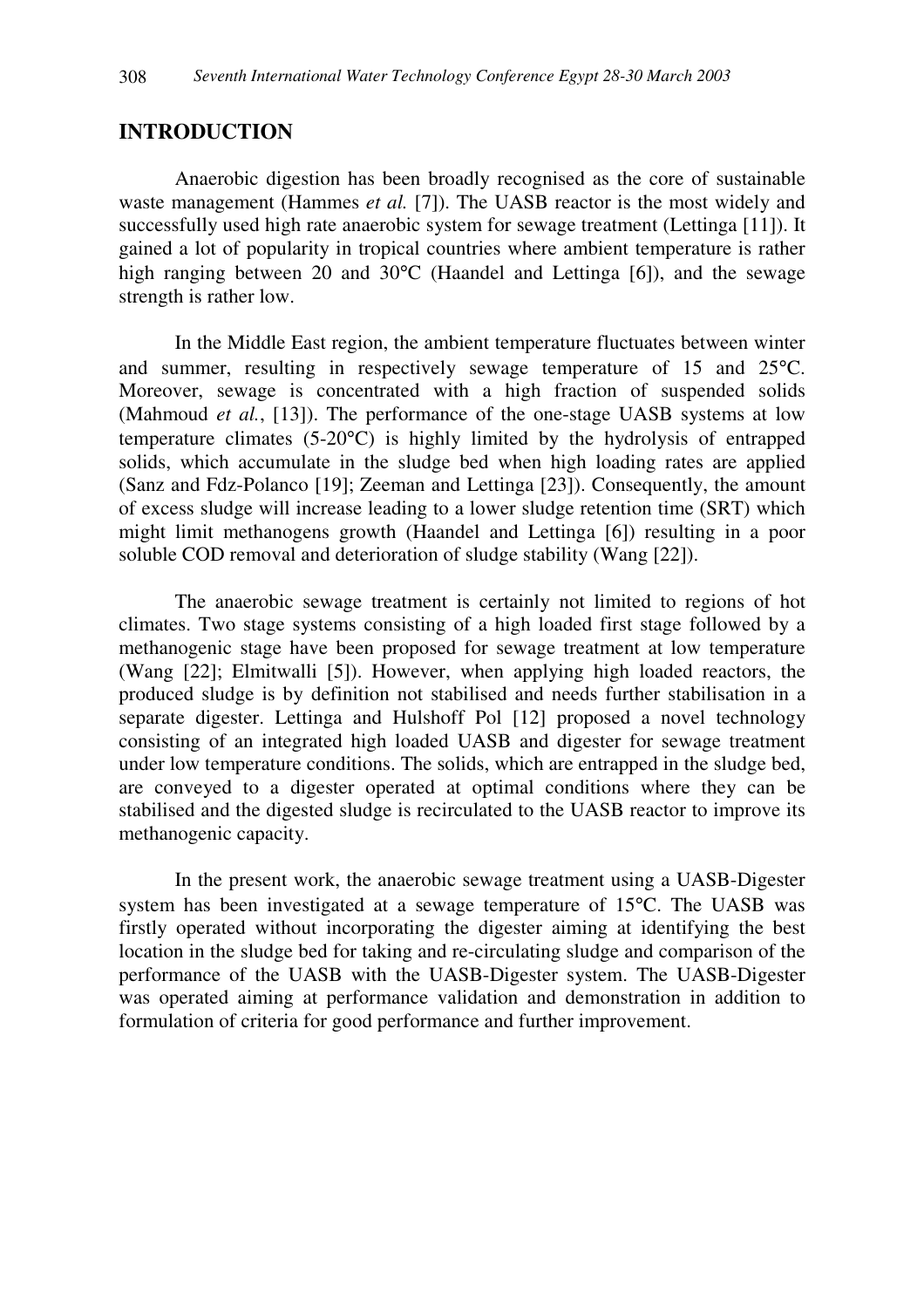## INTRODUCTION

Anaerobic digestion has been broadly recognised as the core of sustainable waste management (Hammes *et al.* [7]). The UASB reactor is the most widely and successfully used high rate anaerobic system for sewage treatment (Lettinga [11]). It gained a lot of popularity in tropical countries where ambient temperature is rather high ranging between 20 and 30°C (Haandel and Lettinga [6]), and the sewage strength is rather low.

In the Middle East region, the ambient temperature fluctuates between winter and summer, resulting in respectively sewage temperature of 15 and 25°C. Moreover, sewage is concentrated with a high fraction of suspended solids (Mahmoud *et al.*, [13]). The performance of the one-stage UASB systems at low temperature climates (5-20°C) is highly limited by the hydrolysis of entrapped solids, which accumulate in the sludge bed when high loading rates are applied (Sanz and Fdz-Polanco [19]; Zeeman and Lettinga [23]). Consequently, the amount of excess sludge will increase leading to a lower sludge retention time (SRT) which might limit methanogens growth (Haandel and Lettinga [6]) resulting in a poor soluble COD removal and deterioration of sludge stability (Wang [22]).

The anaerobic sewage treatment is certainly not limited to regions of hot climates. Two stage systems consisting of a high loaded first stage followed by a methanogenic stage have been proposed for sewage treatment at low temperature (Wang [22]; Elmitwalli [5]). However, when applying high loaded reactors, the produced sludge is by definition not stabilised and needs further stabilisation in a separate digester. Lettinga and Hulshoff Pol [12] proposed a novel technology consisting of an integrated high loaded UASB and digester for sewage treatment under low temperature conditions. The solids, which are entrapped in the sludge bed, are conveyed to a digester operated at optimal conditions where they can be stabilised and the digested sludge is recirculated to the UASB reactor to improve its methanogenic capacity.

In the present work, the anaerobic sewage treatment using a UASB-Digester system has been investigated at a sewage temperature of 15°C. The UASB was firstly operated without incorporating the digester aiming at identifying the best location in the sludge bed for taking and re-circulating sludge and comparison of the performance of the UASB with the UASB-Digester system. The UASB-Digester was operated aiming at performance validation and demonstration in addition to formulation of criteria for good performance and further improvement.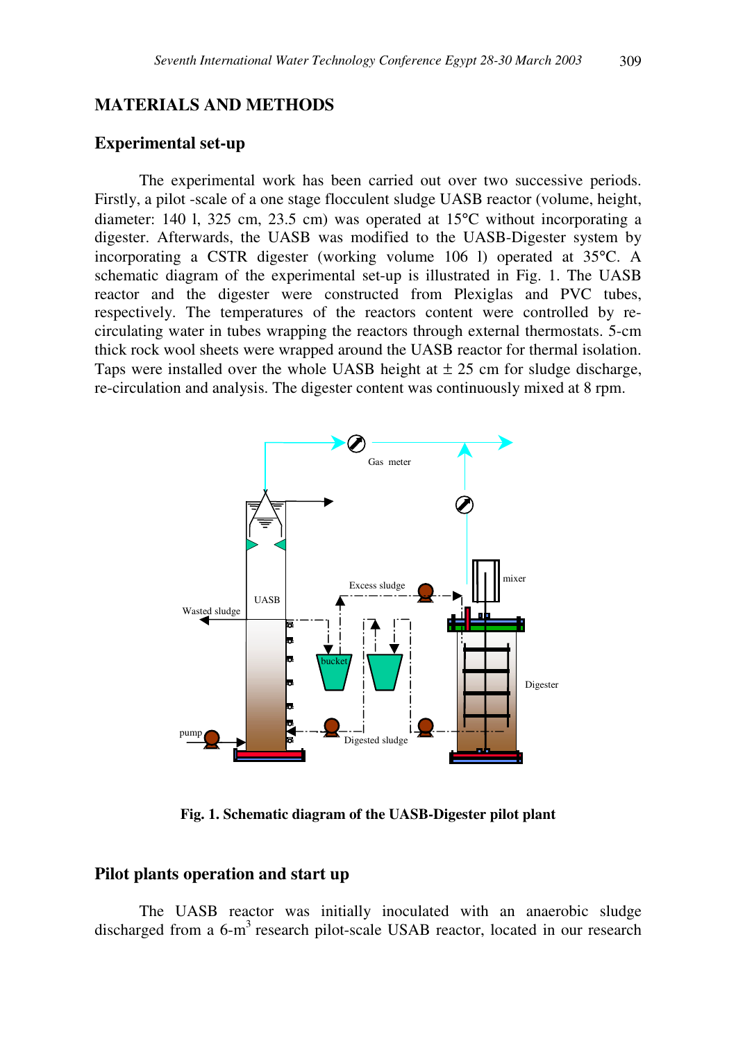## MATERIALS AND METHODS

### Experimental set-up

The experimental work has been carried out over two successive periods. Firstly, a pilot -scale of a one stage flocculent sludge UASB reactor (volume, height, diameter: 140 l, 325 cm, 23.5 cm) was operated at 15°C without incorporating a digester. Afterwards, the UASB was modified to the UASB-Digester system by incorporating a CSTR digester (working volume 106 l) operated at 35°C. A schematic diagram of the experimental set-up is illustrated in Fig. 1. The UASB reactor and the digester were constructed from Plexiglas and PVC tubes, respectively. The temperatures of the reactors content were controlled by re-circulating water in tubes wrapping the reactors through external thermostats. 5-cm thick rock wool sheets were wrapped around the UASB reactor for thermal isolation. Taps were installed over the whole UASB height at ± 25 cm for sludge discharge, re-circulation and analysis. The digester content was continuously mixed at 8 rpm.

**Fig. 1. Schematic diagram of the UASB-Digester pilot plant**

### Pilot plants operation and start up

The UASB reactor was initially inoculated with an anaerobic sludge discharged from a 6-m$^3$ research pilot-scale USAB reactor, located in our research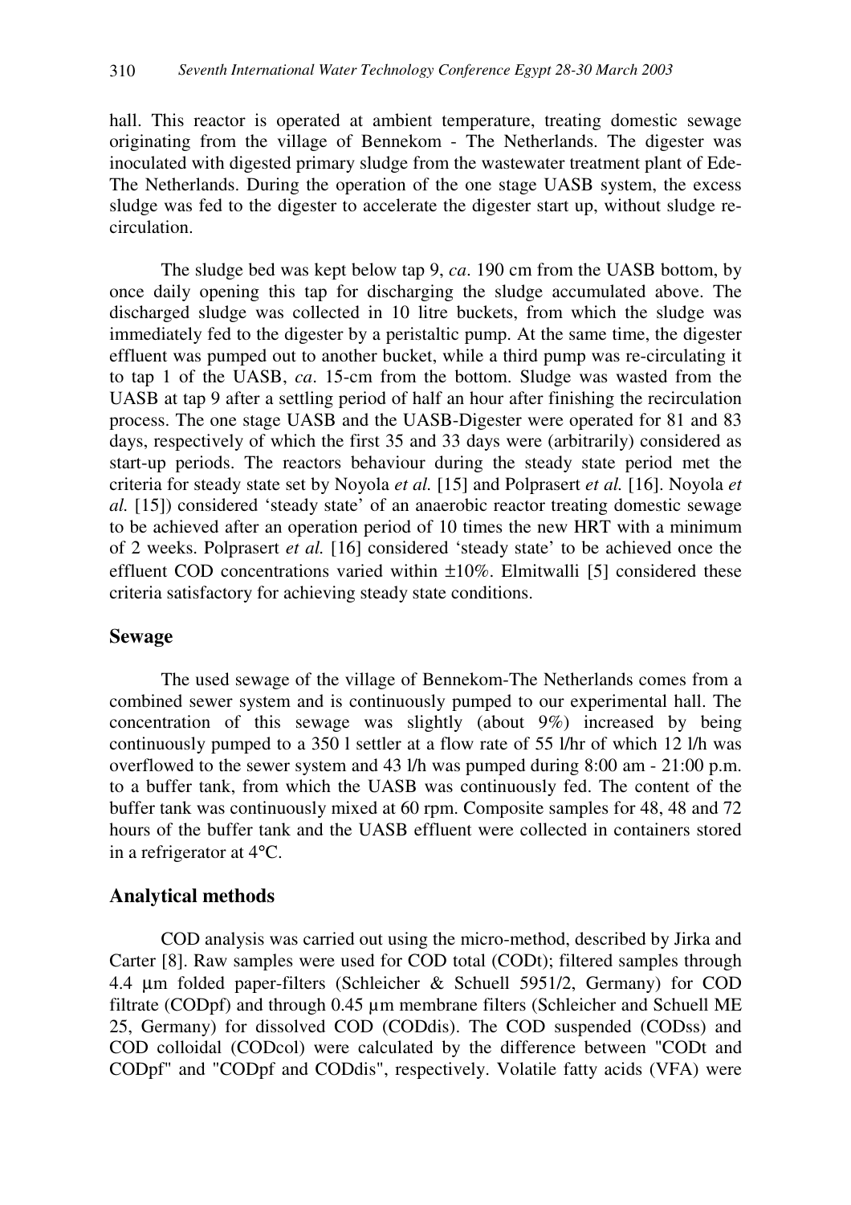hall. This reactor is operated at ambient temperature, treating domestic sewage originating from the village of Bennekom - The Netherlands. The digester was inoculated with digested primary sludge from the wastewater treatment plant of Ede-The Netherlands. During the operation of the one stage UASB system, the excess sludge was fed to the digester to accelerate the digester start up, without sludge re-circulation.

The sludge bed was kept below tap 9, *ca*. 190 cm from the UASB bottom, by once daily opening this tap for discharging the sludge accumulated above. The discharged sludge was collected in 10 litre buckets, from which the sludge was immediately fed to the digester by a peristaltic pump. At the same time, the digester effluent was pumped out to another bucket, while a third pump was re-circulating it to tap 1 of the UASB, *ca*. 15-cm from the bottom. Sludge was wasted from the UASB at tap 9 after a settling period of half an hour after finishing the recirculation process. The one stage UASB and the UASB-Digester were operated for 81 and 83 days, respectively of which the first 35 and 33 days were (arbitrarily) considered as start-up periods. The reactors behaviour during the steady state period met the criteria for steady state set by Noyola *et al.* [15] and Polprasert *et al.* [16]. Noyola *et al.* [15]) considered 'steady state' of an anaerobic reactor treating domestic sewage to be achieved after an operation period of 10 times the new HRT with a minimum of 2 weeks. Polprasert *et al.* [16] considered 'steady state' to be achieved once the effluent COD concentrations varied within $\pm 10\%$. Elmitwalli [5] considered these criteria satisfactory for achieving steady state conditions.

## Sewage

The used sewage of the village of Bennekom-The Netherlands comes from a combined sewer system and is continuously pumped to our experimental hall. The concentration of this sewage was slightly (about 9%) increased by being continuously pumped to a 350 l settler at a flow rate of 55 l/hr of which 12 l/h was overflowed to the sewer system and 43 l/h was pumped during 8:00 am - 21:00 p.m. to a buffer tank, from which the UASB was continuously fed. The content of the buffer tank was continuously mixed at 60 rpm. Composite samples for 48, 48 and 72 hours of the buffer tank and the UASB effluent were collected in containers stored in a refrigerator at 4°C.

## Analytical methods

COD analysis was carried out using the micro-method, described by Jirka and Carter [8]. Raw samples were used for COD total (CODt); filtered samples through 4.4 µm folded paper-filters (Schleicher & Schuell 5951/2, Germany) for COD filtrate (CODpf) and through 0.45 µm membrane filters (Schleicher and Schuell ME 25, Germany) for dissolved COD (CODdis). The COD suspended (CODss) and COD colloidal (CODcol) were calculated by the difference between "CODt and CODpf" and "CODpf and CODdis", respectively. Volatile fatty acids (VFA) were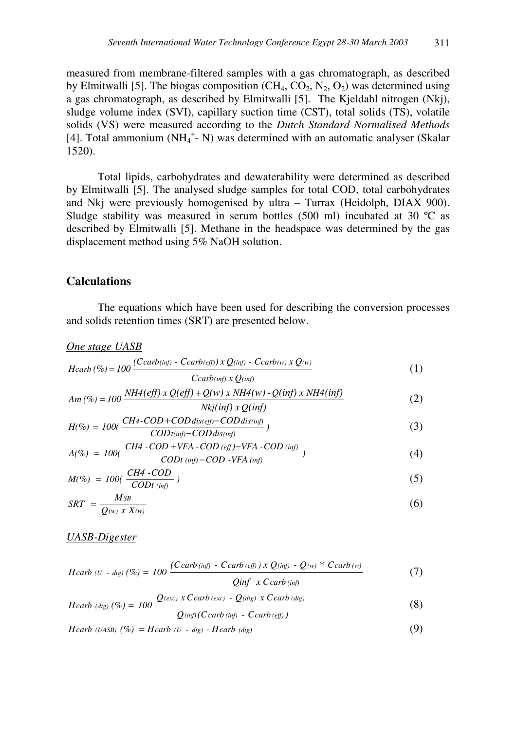measured from membrane-filtered samples with a gas chromatograph, as described by Elmitwalli [5]. The biogas composition ($CH_4$, $CO_2$, $N_2$, $O_2$) was determined using a gas chromatograph, as described by Elmitwalli [5]. The Kjeldahl nitrogen (Nkj), sludge volume index (SVI), capillary suction time (CST), total solids (TS), volatile solids (VS) were measured according to the *Dutch Standard Normalised Methods* [4]. Total ammonium ($NH_4^+$- N) was determined with an automatic analyser (Skalar 1520).

Total lipids, carbohydrates and dewaterability were determined as described by Elmitwalli [5]. The analysed sludge samples for total COD, total carbohydrates and Nkj were previously homogenised by ultra – Turrax (Heidolph, DIAX 900). Sludge stability was measured in serum bottles (500 ml) incubated at 30 ºC as described by Elmitwalli [5]. Methane in the headspace was determined by the gas displacement method using 5% NaOH solution.

## Calculations

The equations which have been used for describing the conversion processes and solids retention times (SRT) are presented below.

*One stage UASB*

$$Hcarb\,(\%) = 100\,\frac{(Ccarb_{(inf)} - Ccarb_{(eff)})\;x\;Q_{(inf)} - Ccarb_{(w)}\;x\;Q_{(w)}}{Ccarb_{(inf)}\;x\;Q_{(inf)}} \tag{1}$$

$$Am\,(\%) = 100\,\frac{NH4(eff)\;x\;Q(eff) + Q(w)\;x\;NH4(w) - Q(inf)\;x\;NH4(inf)}{Nkj(inf)\;x\;Q(inf)} \tag{2}$$

$$H(\%) = 100\left(\frac{CH_4\text{-}COD + CODdis_{(eff)} - CODdis_{(inf)}}{CODt_{(inf)} - CODdis_{(inf)}}\right) \tag{3}$$

$$A(\%) = 100\left(\frac{CH4\text{ -}COD + VFA\text{ -}COD_{\,(eff)} - VFA\text{ -}COD_{\,(inf)}}{CODt_{\,(inf)} - COD\text{ -}VFA_{\,(inf)}}\right) \tag{4}$$

$$M(\%) = 100\left(\frac{CH4\text{ -}COD}{CODt_{\,(inf)}}\right) \tag{5}$$

$$SRT = \frac{M_{SB}}{Q_{(w)}\;x\;X_{(w)}} \tag{6}$$

*UASB-Digester*

$$Hcarb_{\,(U\,-\,dig)}\,(\%) = 100\,\frac{(Ccarb_{\,(inf)} - Ccarb_{\,(eff)})\;x\;Q_{(inf)} - Q_{(w)} * Ccarb_{\,(w)}}{Qinf\;\;x\;Ccarb_{\,(inf)}} \tag{7}$$

$$Hcarb_{\,(dig)}\,(\%) = 100\,\frac{Q_{(exc)}\;x\;Ccarb_{\,(exc)} - Q_{(dig)}\;x\;Ccarb_{\,(dig)}}{Q_{(inf)}(Ccarb_{\,(inf)} - Ccarb_{\,(eff)})} \tag{8}$$

$$Hcarb_{\,(UASB)}\,(\%) = Hcarb_{\,(U\,-\,dig)} - Hcarb_{\,(dig)} \tag{9}$$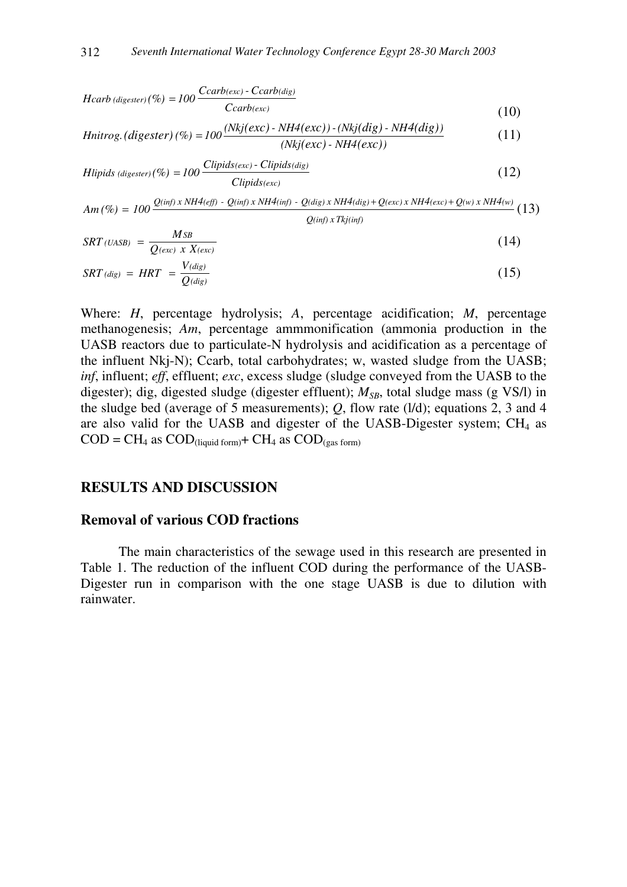$$H_{carb\,(digester)}(\%) = 100\,\frac{C_{carb(exc)} - C_{carb(dig)}}{C_{carb(exc)}} \tag{10}$$

$$H_{nitrog.(digester)}(\%) = 100\,\frac{(Nkj(exc) - NH4(exc)) - (Nkj(dig) - NH4(dig))}{(Nkj(exc) - NH4(exc))} \tag{11}$$

$$H_{lipids\,(digester)}(\%) = 100\,\frac{C_{lipids(exc)} - C_{lipids(dig)}}{C_{lipids(exc)}} \tag{12}$$

$$Am(\%) = 100\,\frac{Q(inf)\,x\,NH4(eff) - Q(inf)\,x\,NH4(inf) - Q(dig)\,x\,NH4(dig) + Q(exc)\,x\,NH4(exc) + Q(w)\,x\,NH4(w)}{Q(inf)\,x\,Tkj(inf)} \tag{13}$$

$$SRT_{(UASB)} = \frac{M_{SB}}{Q_{(exc)}\ x\ X_{(exc)}} \tag{14}$$

$$SRT_{(dig)} = HRT = \frac{V_{(dig)}}{Q_{(dig)}} \tag{15}$$

Where: *H*, percentage hydrolysis; *A*, percentage acidification; *M*, percentage methanogenesis; *Am*, percentage ammmonification (ammonia production in the UASB reactors due to particulate-N hydrolysis and acidification as a percentage of the influent Nkj-N); Ccarb, total carbohydrates; w, wasted sludge from the UASB; *inf*, influent; *eff*, effluent; *exc*, excess sludge (sludge conveyed from the UASB to the digester); dig, digested sludge (digester effluent); $M_{SB}$, total sludge mass (g VS/l) in the sludge bed (average of 5 measurements); *Q*, flow rate (l/d); equations 2, 3 and 4 are also valid for the UASB and digester of the UASB-Digester system; $CH_4$ as COD = $CH_4$ as $COD_{(liquid\ form)}$ + $CH_4$ as $COD_{(gas\ form)}$

## RESULTS AND DISCUSSION

### Removal of various COD fractions

The main characteristics of the sewage used in this research are presented in Table 1. The reduction of the influent COD during the performance of the UASB-Digester run in comparison with the one stage UASB is due to dilution with rainwater.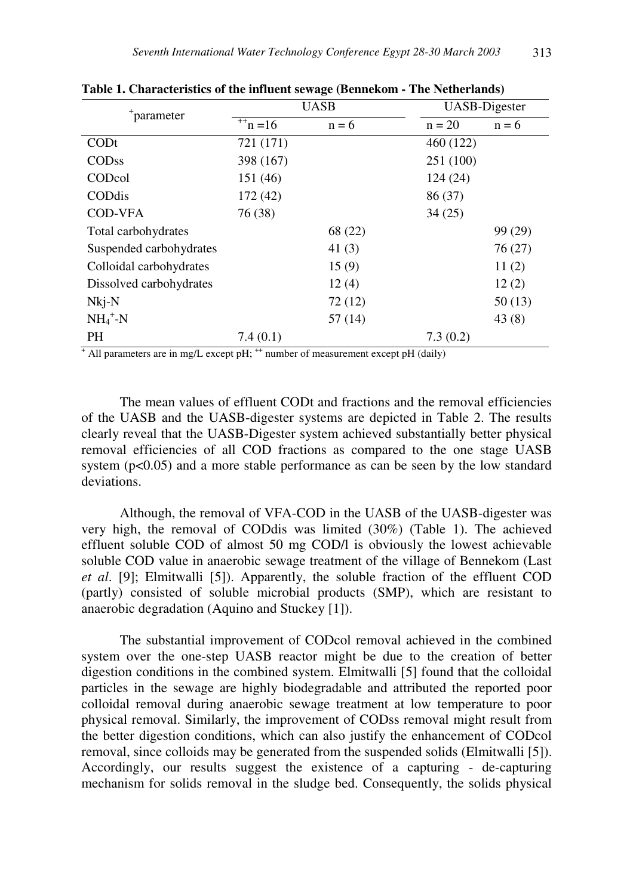**Table 1. Characteristics of the influent sewage (Bennekom - The Netherlands)**

| +parameter | UASB | | UASB-Digester | |
|---|---|---|---|---|
| | ++n =16 | n = 6 | n = 20 | n = 6 |
| CODt | 721 (171) | | 460 (122) | |
| CODss | 398 (167) | | 251 (100) | |
| CODcol | 151 (46) | | 124 (24) | |
| CODdis | 172 (42) | | 86 (37) | |
| COD-VFA | 76 (38) | | 34 (25) | |
| Total carbohydrates | | 68 (22) | | 99 (29) |
| Suspended carbohydrates | | 41 (3) | | 76 (27) |
| Colloidal carbohydrates | | 15 (9) | | 11 (2) |
| Dissolved carbohydrates | | 12 (4) | | 12 (2) |
| Nkj-N | | 72 (12) | | 50 (13) |
| $NH_4^+$-N | | 57 (14) | | 43 (8) |
| PH | 7.4 (0.1) | | 7.3 (0.2) | |

+ All parameters are in mg/L except pH; ++ number of measurement except pH (daily)

The mean values of effluent CODt and fractions and the removal efficiencies of the UASB and the UASB-digester systems are depicted in Table 2. The results clearly reveal that the UASB-Digester system achieved substantially better physical removal efficiencies of all COD fractions as compared to the one stage UASB system ($p<0.05$) and a more stable performance as can be seen by the low standard deviations.

Although, the removal of VFA-COD in the UASB of the UASB-digester was very high, the removal of CODdis was limited (30%) (Table 1). The achieved effluent soluble COD of almost 50 mg COD/l is obviously the lowest achievable soluble COD value in anaerobic sewage treatment of the village of Bennekom (Last *et al*. [9]; Elmitwalli [5]). Apparently, the soluble fraction of the effluent COD (partly) consisted of soluble microbial products (SMP), which are resistant to anaerobic degradation (Aquino and Stuckey [1]).

The substantial improvement of CODcol removal achieved in the combined system over the one-step UASB reactor might be due to the creation of better digestion conditions in the combined system. Elmitwalli [5] found that the colloidal particles in the sewage are highly biodegradable and attributed the reported poor colloidal removal during anaerobic sewage treatment at low temperature to poor physical removal. Similarly, the improvement of CODss removal might result from the better digestion conditions, which can also justify the enhancement of CODcol removal, since colloids may be generated from the suspended solids (Elmitwalli [5]). Accordingly, our results suggest the existence of a capturing - de-capturing mechanism for solids removal in the sludge bed. Consequently, the solids physical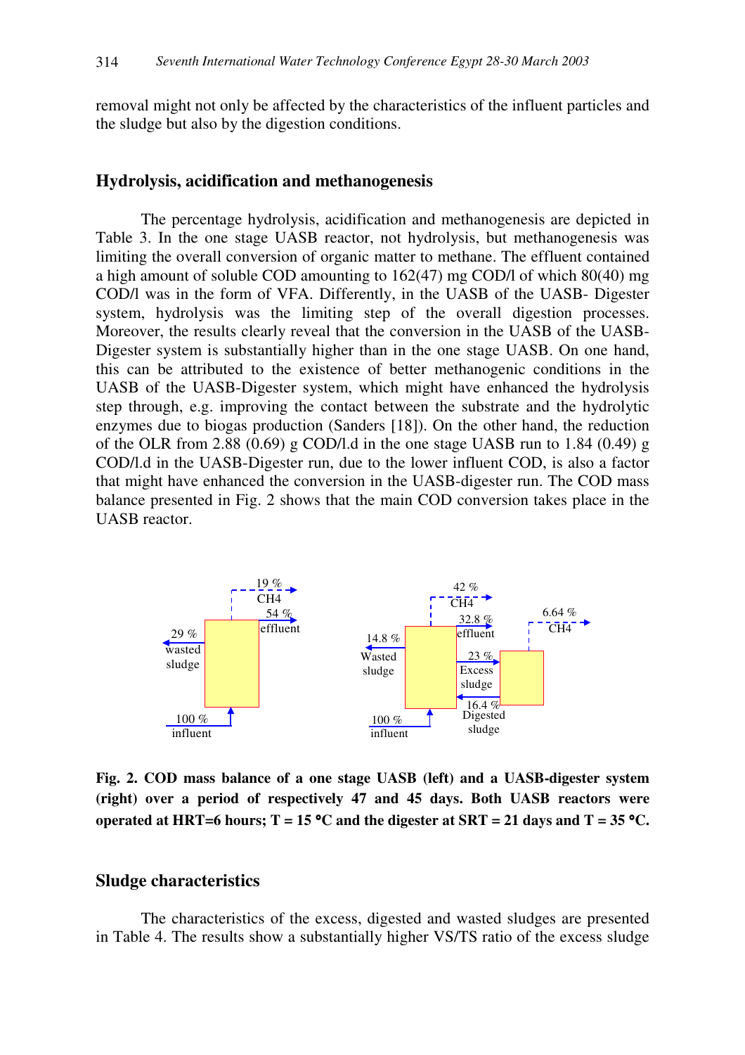removal might not only be affected by the characteristics of the influent particles and the sludge but also by the digestion conditions.

## Hydrolysis, acidification and methanogenesis

The percentage hydrolysis, acidification and methanogenesis are depicted in Table 3. In the one stage UASB reactor, not hydrolysis, but methanogenesis was limiting the overall conversion of organic matter to methane. The effluent contained a high amount of soluble COD amounting to 162(47) mg COD/l of which 80(40) mg COD/l was in the form of VFA. Differently, in the UASB of the UASB- Digester system, hydrolysis was the limiting step of the overall digestion processes. Moreover, the results clearly reveal that the conversion in the UASB of the UASB-Digester system is substantially higher than in the one stage UASB. On one hand, this can be attributed to the existence of better methanogenic conditions in the UASB of the UASB-Digester system, which might have enhanced the hydrolysis step through, e.g. improving the contact between the substrate and the hydrolytic enzymes due to biogas production (Sanders [18]). On the other hand, the reduction of the OLR from 2.88 (0.69) g COD/l.d in the one stage UASB run to 1.84 (0.49) g COD/l.d in the UASB-Digester run, due to the lower influent COD, is also a factor that might have enhanced the conversion in the UASB-digester run. The COD mass balance presented in Fig. 2 shows that the main COD conversion takes place in the UASB reactor.

19 % CH4
54 % effluent
29 % wasted sludge
100 % influent

42 % CH4
32.8 % effluent
14.8 % Wasted sludge
23 % Excess sludge
6.64 % CH4
16.4 % Digested sludge
100 % influent

**Fig. 2. COD mass balance of a one stage UASB (left) and a UASB-digester system (right) over a period of respectively 47 and 45 days. Both UASB reactors were operated at HRT=6 hours; T = 15 °C and the digester at SRT = 21 days and T = 35 °C.**

## Sludge characteristics

The characteristics of the excess, digested and wasted sludges are presented in Table 4. The results show a substantially higher VS/TS ratio of the excess sludge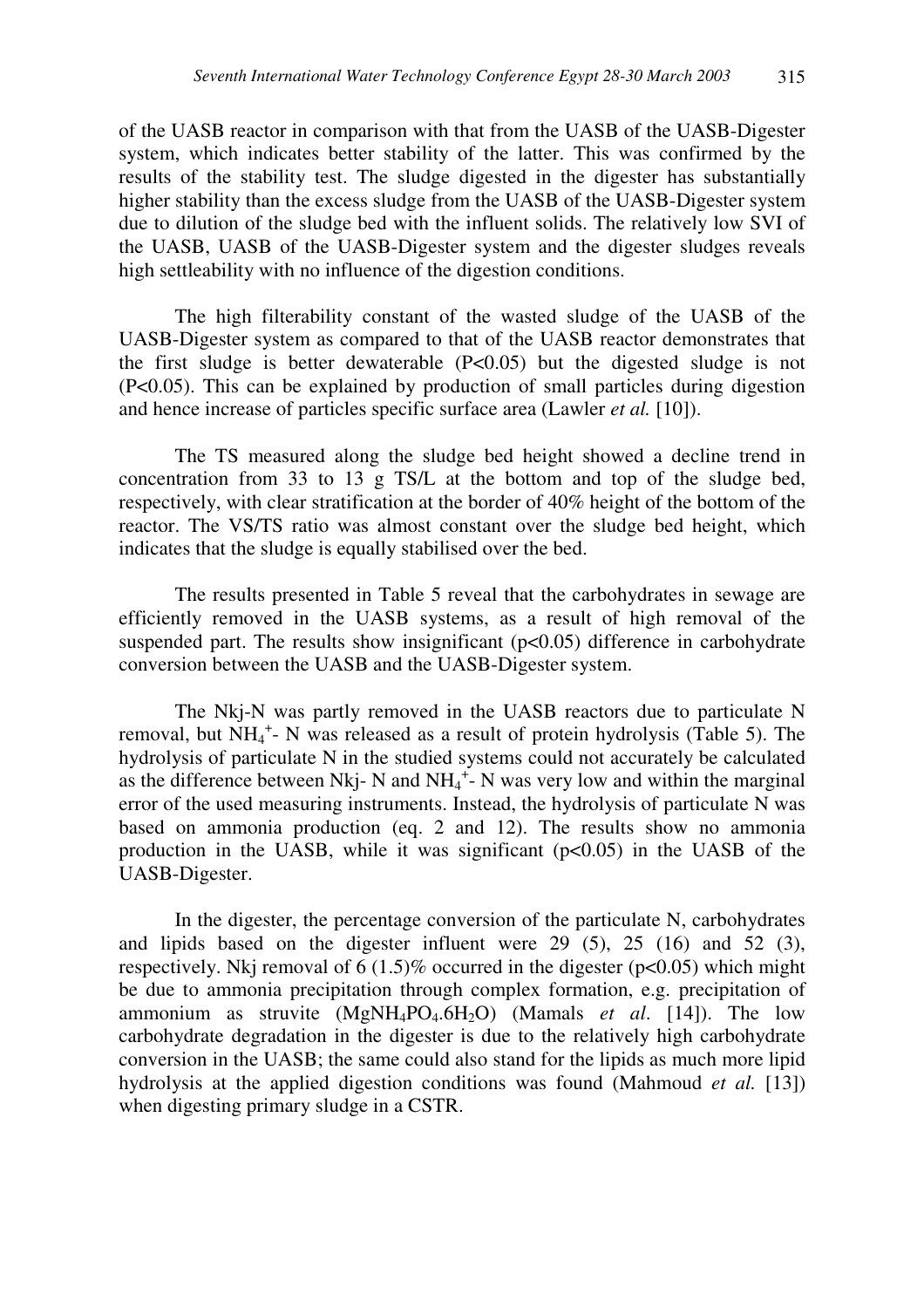of the UASB reactor in comparison with that from the UASB of the UASB-Digester system, which indicates better stability of the latter. This was confirmed by the results of the stability test. The sludge digested in the digester has substantially higher stability than the excess sludge from the UASB of the UASB-Digester system due to dilution of the sludge bed with the influent solids. The relatively low SVI of the UASB, UASB of the UASB-Digester system and the digester sludges reveals high settleability with no influence of the digestion conditions.

The high filterability constant of the wasted sludge of the UASB of the UASB-Digester system as compared to that of the UASB reactor demonstrates that the first sludge is better dewaterable ($P<0.05$) but the digested sludge is not ($P<0.05$). This can be explained by production of small particles during digestion and hence increase of particles specific surface area (Lawler *et al.* [10]).

The TS measured along the sludge bed height showed a decline trend in concentration from 33 to 13 g TS/L at the bottom and top of the sludge bed, respectively, with clear stratification at the border of 40% height of the bottom of the reactor. The VS/TS ratio was almost constant over the sludge bed height, which indicates that the sludge is equally stabilised over the bed.

The results presented in Table 5 reveal that the carbohydrates in sewage are efficiently removed in the UASB systems, as a result of high removal of the suspended part. The results show insignificant ($p<0.05$) difference in carbohydrate conversion between the UASB and the UASB-Digester system.

The Nkj-N was partly removed in the UASB reactors due to particulate N removal, but $NH_4^+$- N was released as a result of protein hydrolysis (Table 5). The hydrolysis of particulate N in the studied systems could not accurately be calculated as the difference between Nkj- N and $NH_4^+$- N was very low and within the marginal error of the used measuring instruments. Instead, the hydrolysis of particulate N was based on ammonia production (eq. 2 and 12). The results show no ammonia production in the UASB, while it was significant ($p<0.05$) in the UASB of the UASB-Digester.

In the digester, the percentage conversion of the particulate N, carbohydrates and lipids based on the digester influent were 29 (5), 25 (16) and 52 (3), respectively. Nkj removal of 6 (1.5)% occurred in the digester ($p<0.05$) which might be due to ammonia precipitation through complex formation, e.g. precipitation of ammonium as struvite ($MgNH_4PO_4.6H_2O$) (Mamals *et al*. [14]). The low carbohydrate degradation in the digester is due to the relatively high carbohydrate conversion in the UASB; the same could also stand for the lipids as much more lipid hydrolysis at the applied digestion conditions was found (Mahmoud *et al.* [13]) when digesting primary sludge in a CSTR.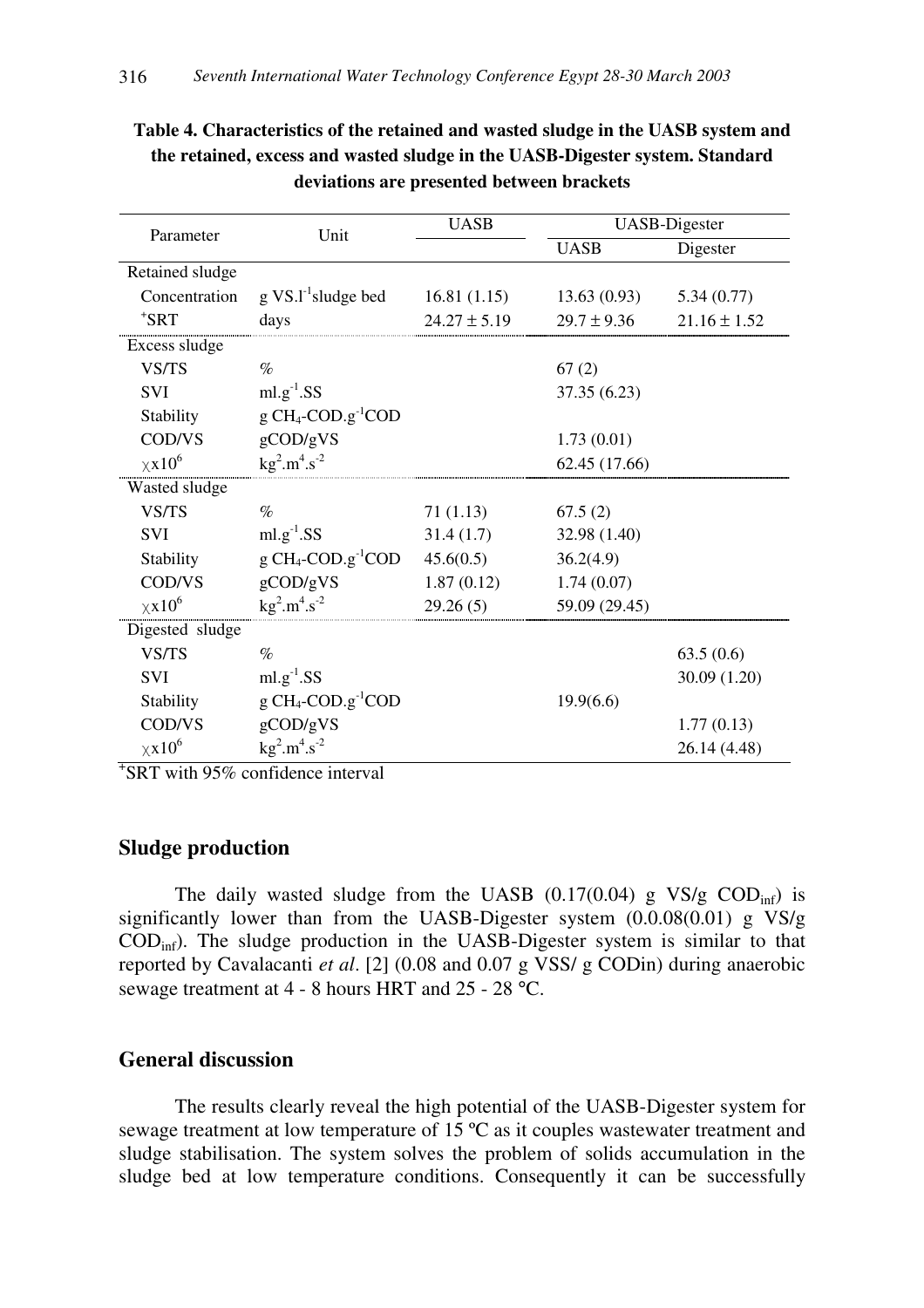**Table 4. Characteristics of the retained and wasted sludge in the UASB system and the retained, excess and wasted sludge in the UASB-Digester system. Standard deviations are presented between brackets**

| Parameter | Unit | UASB | UASB-Digester | |
|---|---|---|---|---|
| | | | UASB | Digester |
| Retained sludge | | | | |
| Concentration | g $VS.l^{-1}$sludge bed | 16.81 (1.15) | 13.63 (0.93) | 5.34 (0.77) |
| $^{+}$SRT | days | $24.27 \pm 5.19$ | $29.7 \pm 9.36$ | $21.16 \pm 1.52$ |
| Excess sludge | | | | |
| VS/TS | % | | 67 (2) | |
| SVI | $ml.g^{-1}.SS$ | | 37.35 (6.23) | |
| Stability | g $CH_4$-$COD.g^{-1}COD$ | | | |
| COD/VS | gCOD/gVS | | 1.73 (0.01) | |
| $\chi x10^6$ | $kg^2.m^4.s^{-2}$ | | 62.45 (17.66) | |
| Wasted sludge | | | | |
| VS/TS | % | 71 (1.13) | 67.5 (2) | |
| SVI | $ml.g^{-1}.SS$ | 31.4 (1.7) | 32.98 (1.40) | |
| Stability | g $CH_4$-$COD.g^{-1}COD$ | 45.6(0.5) | 36.2(4.9) | |
| COD/VS | gCOD/gVS | 1.87 (0.12) | 1.74 (0.07) | |
| $\chi x10^6$ | $kg^2.m^4.s^{-2}$ | 29.26 (5) | 59.09 (29.45) | |
| Digested sludge | | | | |
| VS/TS | % | | | 63.5 (0.6) |
| SVI | $ml.g^{-1}.SS$ | | | 30.09 (1.20) |
| Stability | g $CH_4$-$COD.g^{-1}COD$ | | 19.9(6.6) | |
| COD/VS | gCOD/gVS | | | 1.77 (0.13) |
| $\chi x10^6$ | $kg^2.m^4.s^{-2}$ | | | 26.14 (4.48) |

$^{+}$SRT with 95% confidence interval

## Sludge production

The daily wasted sludge from the UASB (0.17(0.04) g VS/g $COD_{inf}$) is significantly lower than from the UASB-Digester system (0.0.08(0.01) g VS/g $COD_{inf}$). The sludge production in the UASB-Digester system is similar to that reported by Cavalacanti *et al*. [2] (0.08 and 0.07 g VSS/ g CODin) during anaerobic sewage treatment at 4 - 8 hours HRT and 25 - 28 °C.

## General discussion

The results clearly reveal the high potential of the UASB-Digester system for sewage treatment at low temperature of 15 ºC as it couples wastewater treatment and sludge stabilisation. The system solves the problem of solids accumulation in the sludge bed at low temperature conditions. Consequently it can be successfully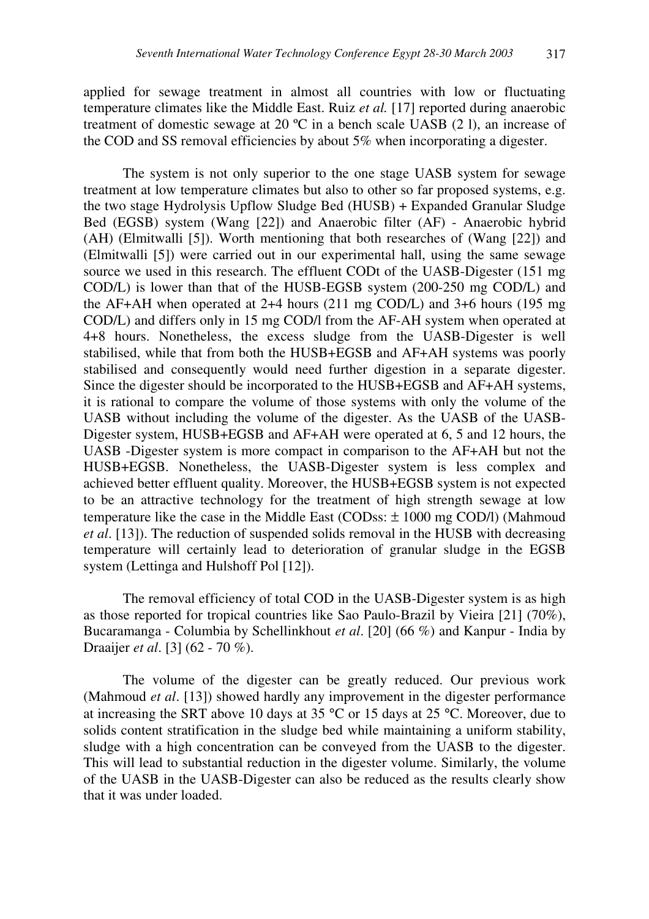applied for sewage treatment in almost all countries with low or fluctuating temperature climates like the Middle East. Ruiz *et al.* [17] reported during anaerobic treatment of domestic sewage at 20 ºC in a bench scale UASB (2 l), an increase of the COD and SS removal efficiencies by about 5% when incorporating a digester.

The system is not only superior to the one stage UASB system for sewage treatment at low temperature climates but also to other so far proposed systems, e.g. the two stage Hydrolysis Upflow Sludge Bed (HUSB) + Expanded Granular Sludge Bed (EGSB) system (Wang [22]) and Anaerobic filter (AF) - Anaerobic hybrid (AH) (Elmitwalli [5]). Worth mentioning that both researches of (Wang [22]) and (Elmitwalli [5]) were carried out in our experimental hall, using the same sewage source we used in this research. The effluent CODt of the UASB-Digester (151 mg COD/L) is lower than that of the HUSB-EGSB system (200-250 mg COD/L) and the AF+AH when operated at 2+4 hours (211 mg COD/L) and 3+6 hours (195 mg COD/L) and differs only in 15 mg COD/l from the AF-AH system when operated at 4+8 hours. Nonetheless, the excess sludge from the UASB-Digester is well stabilised, while that from both the HUSB+EGSB and AF+AH systems was poorly stabilised and consequently would need further digestion in a separate digester. Since the digester should be incorporated to the HUSB+EGSB and AF+AH systems, it is rational to compare the volume of those systems with only the volume of the UASB without including the volume of the digester. As the UASB of the UASB-Digester system, HUSB+EGSB and AF+AH were operated at 6, 5 and 12 hours, the UASB -Digester system is more compact in comparison to the AF+AH but not the HUSB+EGSB. Nonetheless, the UASB-Digester system is less complex and achieved better effluent quality. Moreover, the HUSB+EGSB system is not expected to be an attractive technology for the treatment of high strength sewage at low temperature like the case in the Middle East (CODss: ± 1000 mg COD/l) (Mahmoud *et al*. [13]). The reduction of suspended solids removal in the HUSB with decreasing temperature will certainly lead to deterioration of granular sludge in the EGSB system (Lettinga and Hulshoff Pol [12]).

The removal efficiency of total COD in the UASB-Digester system is as high as those reported for tropical countries like Sao Paulo-Brazil by Vieira [21] (70%), Bucaramanga - Columbia by Schellinkhout *et al*. [20] (66 %) and Kanpur - India by Draaijer *et al*. [3] (62 - 70 %).

The volume of the digester can be greatly reduced. Our previous work (Mahmoud *et al*. [13]) showed hardly any improvement in the digester performance at increasing the SRT above 10 days at 35 °C or 15 days at 25 °C. Moreover, due to solids content stratification in the sludge bed while maintaining a uniform stability, sludge with a high concentration can be conveyed from the UASB to the digester. This will lead to substantial reduction in the digester volume. Similarly, the volume of the UASB in the UASB-Digester can also be reduced as the results clearly show that it was under loaded.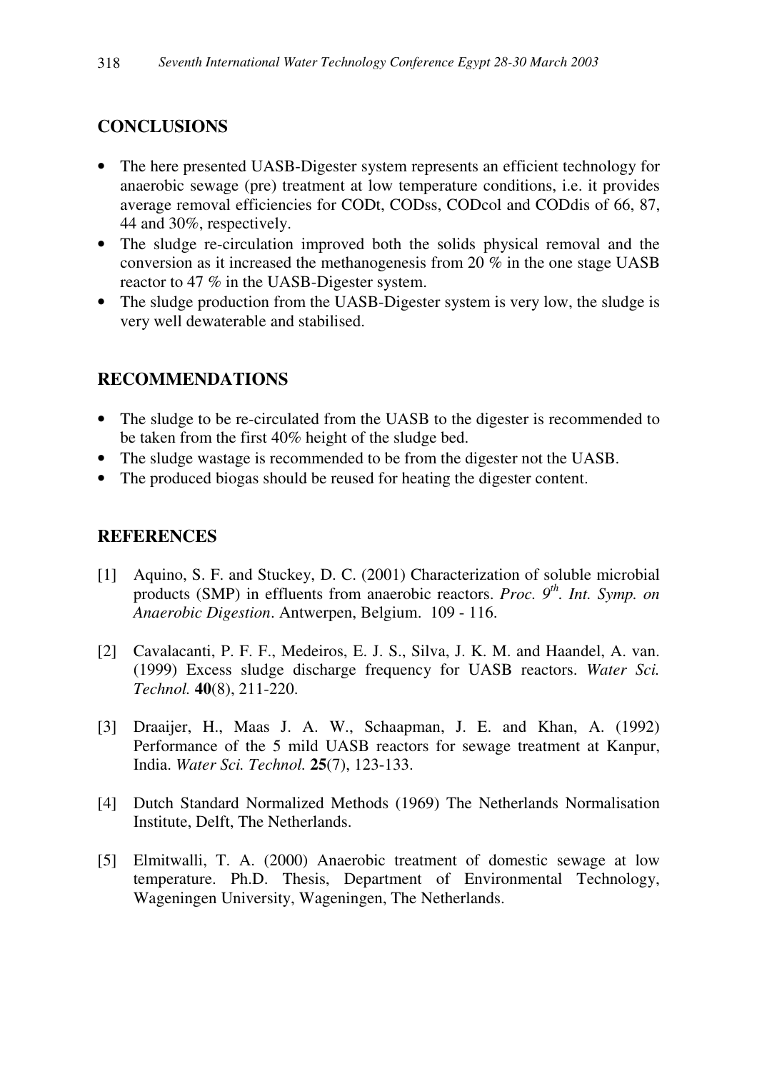## CONCLUSIONS

- The here presented UASB-Digester system represents an efficient technology for anaerobic sewage (pre) treatment at low temperature conditions, i.e. it provides average removal efficiencies for CODt, CODss, CODcol and CODdis of 66, 87, 44 and 30%, respectively.
- The sludge re-circulation improved both the solids physical removal and the conversion as it increased the methanogenesis from 20 % in the one stage UASB reactor to 47 % in the UASB-Digester system.
- The sludge production from the UASB-Digester system is very low, the sludge is very well dewaterable and stabilised.

## RECOMMENDATIONS

- The sludge to be re-circulated from the UASB to the digester is recommended to be taken from the first 40% height of the sludge bed.
- The sludge wastage is recommended to be from the digester not the UASB.
- The produced biogas should be reused for heating the digester content.

## REFERENCES

[1] Aquino, S. F. and Stuckey, D. C. (2001) Characterization of soluble microbial products (SMP) in effluents from anaerobic reactors. *Proc. 9th. Int. Symp. on Anaerobic Digestion*. Antwerpen, Belgium. 109 - 116.

[2] Cavalacanti, P. F. F., Medeiros, E. J. S., Silva, J. K. M. and Haandel, A. van. (1999) Excess sludge discharge frequency for UASB reactors. *Water Sci. Technol.* **40**(8), 211-220.

[3] Draaijer, H., Maas J. A. W., Schaapman, J. E. and Khan, A. (1992) Performance of the 5 mild UASB reactors for sewage treatment at Kanpur, India. *Water Sci. Technol.* **25**(7), 123-133.

[4] Dutch Standard Normalized Methods (1969) The Netherlands Normalisation Institute, Delft, The Netherlands.

[5] Elmitwalli, T. A. (2000) Anaerobic treatment of domestic sewage at low temperature. Ph.D. Thesis, Department of Environmental Technology, Wageningen University, Wageningen, The Netherlands.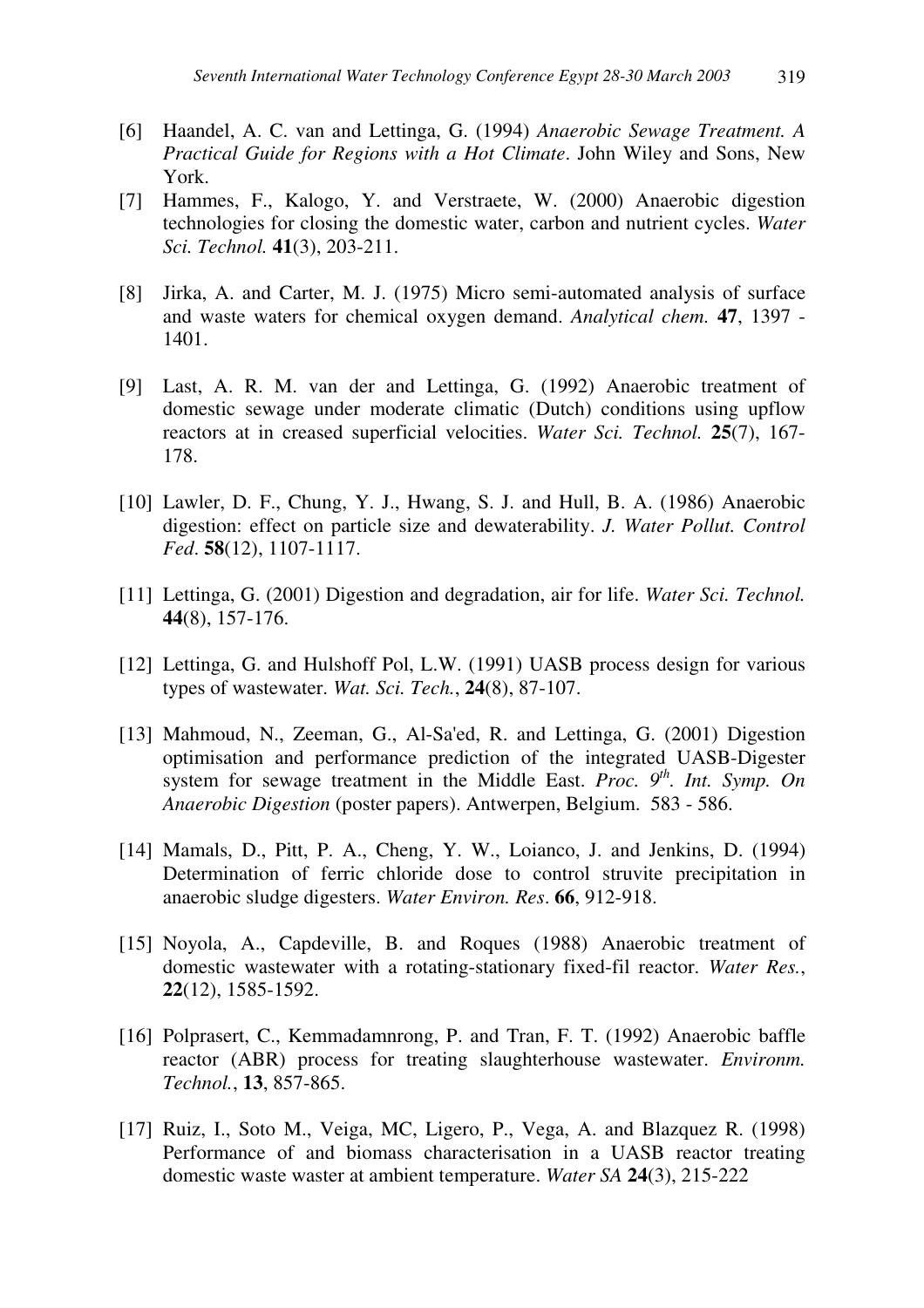[6] Haandel, A. C. van and Lettinga, G. (1994) *Anaerobic Sewage Treatment. A Practical Guide for Regions with a Hot Climate*. John Wiley and Sons, New York.

[7] Hammes, F., Kalogo, Y. and Verstraete, W. (2000) Anaerobic digestion technologies for closing the domestic water, carbon and nutrient cycles. *Water Sci. Technol.* **41**(3), 203-211.

[8] Jirka, A. and Carter, M. J. (1975) Micro semi-automated analysis of surface and waste waters for chemical oxygen demand. *Analytical chem.* **47**, 1397 - 1401.

[9] Last, A. R. M. van der and Lettinga, G. (1992) Anaerobic treatment of domestic sewage under moderate climatic (Dutch) conditions using upflow reactors at in creased superficial velocities. *Water Sci. Technol.* **25**(7), 167-178.

[10] Lawler, D. F., Chung, Y. J., Hwang, S. J. and Hull, B. A. (1986) Anaerobic digestion: effect on particle size and dewaterability. *J. Water Pollut. Control Fed*. **58**(12), 1107-1117.

[11] Lettinga, G. (2001) Digestion and degradation, air for life. *Water Sci. Technol.* **44**(8), 157-176.

[12] Lettinga, G. and Hulshoff Pol, L.W. (1991) UASB process design for various types of wastewater. *Wat. Sci. Tech.*, **24**(8), 87-107.

[13] Mahmoud, N., Zeeman, G., Al-Sa'ed, R. and Lettinga, G. (2001) Digestion optimisation and performance prediction of the integrated UASB-Digester system for sewage treatment in the Middle East. *Proc. 9$^{th}$. Int. Symp. On Anaerobic Digestion* (poster papers). Antwerpen, Belgium. 583 - 586.

[14] Mamals, D., Pitt, P. A., Cheng, Y. W., Loianco, J. and Jenkins, D. (1994) Determination of ferric chloride dose to control struvite precipitation in anaerobic sludge digesters. *Water Environ. Res*. **66**, 912-918.

[15] Noyola, A., Capdeville, B. and Roques (1988) Anaerobic treatment of domestic wastewater with a rotating-stationary fixed-fil reactor. *Water Res.*, **22**(12), 1585-1592.

[16] Polprasert, C., Kemmadamnrong, P. and Tran, F. T. (1992) Anaerobic baffle reactor (ABR) process for treating slaughterhouse wastewater. *Environm. Technol.*, **13**, 857-865.

[17] Ruiz, I., Soto M., Veiga, MC, Ligero, P., Vega, A. and Blazquez R. (1998) Performance of and biomass characterisation in a UASB reactor treating domestic waste waster at ambient temperature. *Water SA* **24**(3), 215-222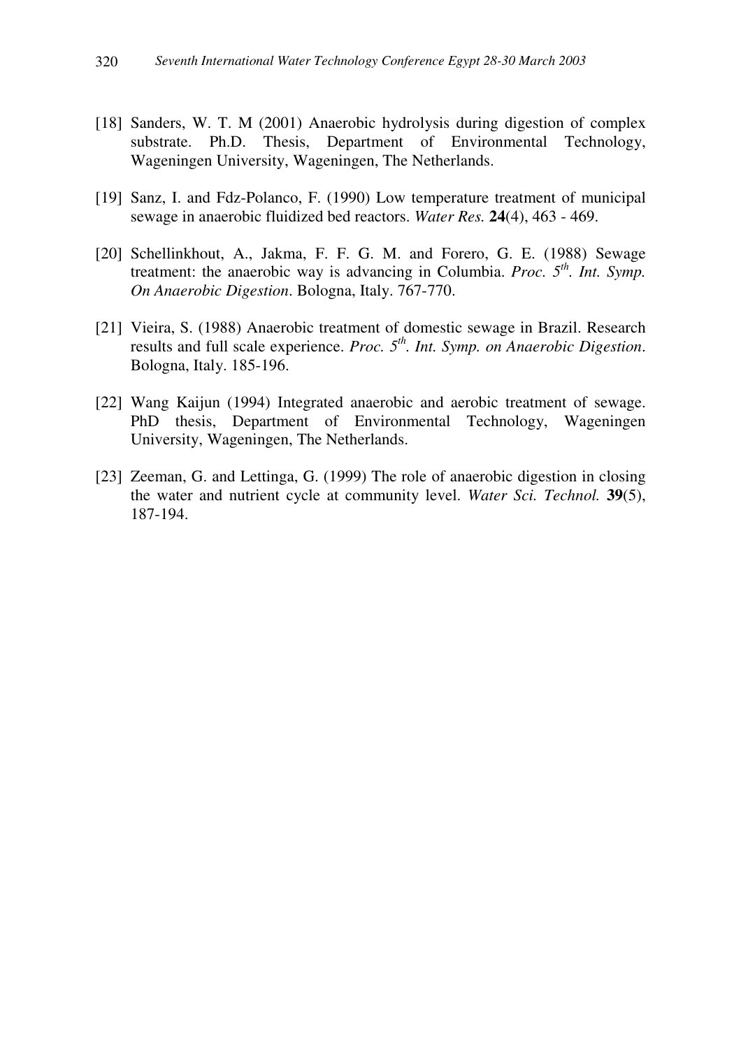[18] Sanders, W. T. M (2001) Anaerobic hydrolysis during digestion of complex substrate. Ph.D. Thesis, Department of Environmental Technology, Wageningen University, Wageningen, The Netherlands.

[19] Sanz, I. and Fdz-Polanco, F. (1990) Low temperature treatment of municipal sewage in anaerobic fluidized bed reactors. *Water Res.* **24**(4), 463 - 469.

[20] Schellinkhout, A., Jakma, F. F. G. M. and Forero, G. E. (1988) Sewage treatment: the anaerobic way is advancing in Columbia. *Proc. 5th. Int. Symp. On Anaerobic Digestion*. Bologna, Italy. 767-770.

[21] Vieira, S. (1988) Anaerobic treatment of domestic sewage in Brazil. Research results and full scale experience. *Proc. 5th. Int. Symp. on Anaerobic Digestion*. Bologna, Italy. 185-196.

[22] Wang Kaijun (1994) Integrated anaerobic and aerobic treatment of sewage. PhD thesis, Department of Environmental Technology, Wageningen University, Wageningen, The Netherlands.

[23] Zeeman, G. and Lettinga, G. (1999) The role of anaerobic digestion in closing the water and nutrient cycle at community level. *Water Sci. Technol.* **39**(5), 187-194.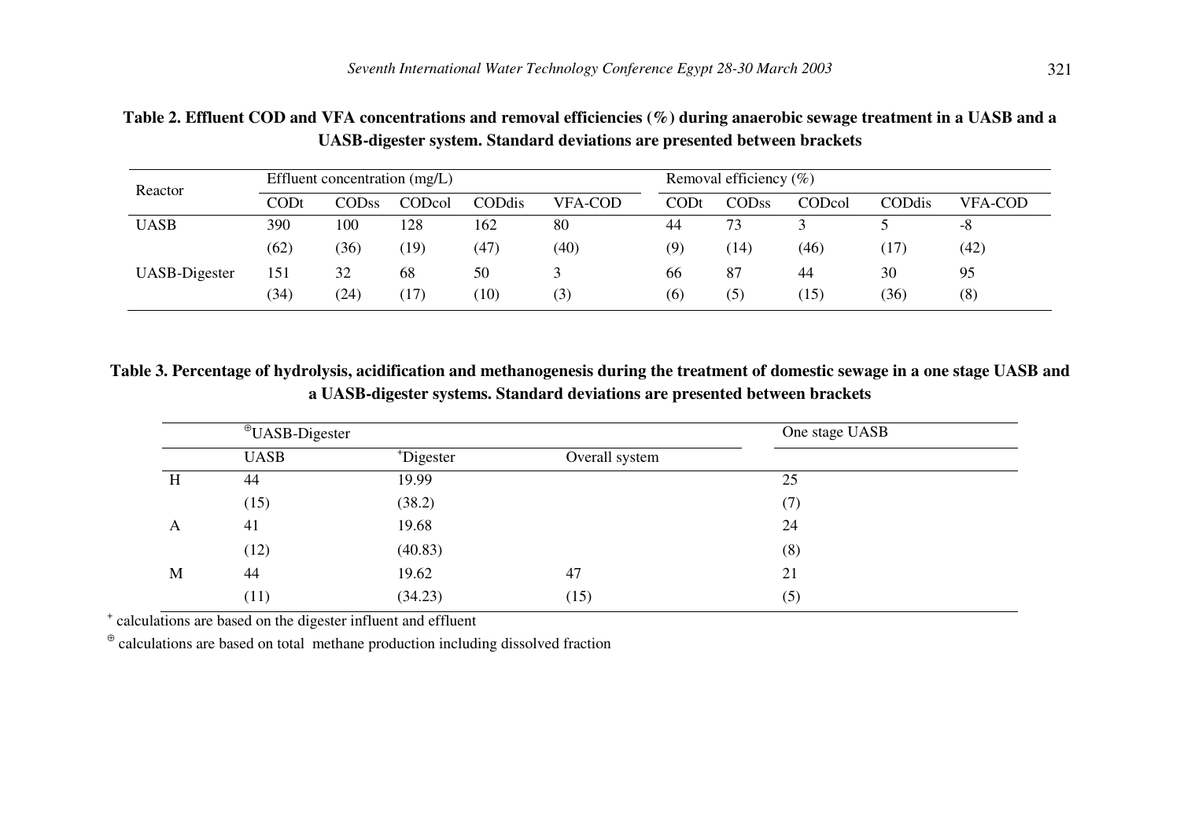**Table 2. Effluent COD and VFA concentrations and removal efficiencies (%) during anaerobic sewage treatment in a UASB and a UASB-digester system. Standard deviations are presented between brackets**

| Reactor | Effluent concentration (mg/L) | | | | | Removal efficiency (%) | | | | |
|---|---|---|---|---|---|---|---|---|---|---|
| | CODt | CODss | CODcol | CODdis | VFA-COD | CODt | CODss | CODcol | CODdis | VFA-COD |
| UASB | 390 | 100 | 128 | 162 | 80 | 44 | 73 | 3 | 5 | -8 |
| | (62) | (36) | (19) | (47) | (40) | (9) | (14) | (46) | (17) | (42) |
| UASB-Digester | 151 | 32 | 68 | 50 | 3 | 66 | 87 | 44 | 30 | 95 |
| | (34) | (24) | (17) | (10) | (3) | (6) | (5) | (15) | (36) | (8) |

**Table 3. Percentage of hydrolysis, acidification and methanogenesis during the treatment of domestic sewage in a one stage UASB and a UASB-digester systems. Standard deviations are presented between brackets**

| | [⊕]UASB-Digester | | | One stage UASB |
|---|---|---|---|---|
| | UASB | [+]Digester | Overall system | |
| H | 44 | 19.99 | | 25 |
| | (15) | (38.2) | | (7) |
| A | 41 | 19.68 | | 24 |
| | (12) | (40.83) | | (8) |
| M | 44 | 19.62 | 47 | 21 |
| | (11) | (34.23) | (15) | (5) |

[+] calculations are based on the digester influent and effluent

[⊕] calculations are based on total methane production including dissolved fraction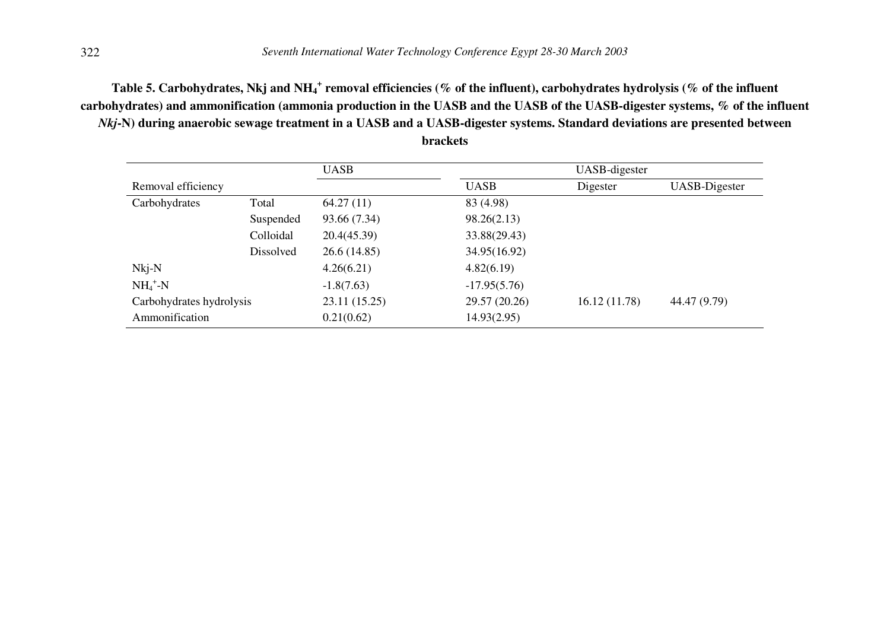**Table 5. Carbohydrates, Nkj and $NH_4^+$ removal efficiencies (% of the influent), carbohydrates hydrolysis (% of the influent carbohydrates) and ammonification (ammonia production in the UASB and the UASB of the UASB-digester systems, % of the influent *Nkj*-N) during anaerobic sewage treatment in a UASB and a UASB-digester systems. Standard deviations are presented between brackets**

| | | UASB | UASB-digester | | |
|---|---|---|---|---|---|
| Removal efficiency | | | UASB | Digester | UASB-Digester |
| Carbohydrates | Total | 64.27 (11) | 83 (4.98) | | |
| | Suspended | 93.66 (7.34) | 98.26(2.13) | | |
| | Colloidal | 20.4(45.39) | 33.88(29.43) | | |
| | Dissolved | 26.6 (14.85) | 34.95(16.92) | | |
| Nkj-N | | 4.26(6.21) | 4.82(6.19) | | |
| $NH_4^+$-N | | -1.8(7.63) | -17.95(5.76) | | |
| Carbohydrates hydrolysis | | 23.11 (15.25) | 29.57 (20.26) | 16.12 (11.78) | 44.47 (9.79) |
| Ammonification | | 0.21(0.62) | 14.93(2.95) | | |